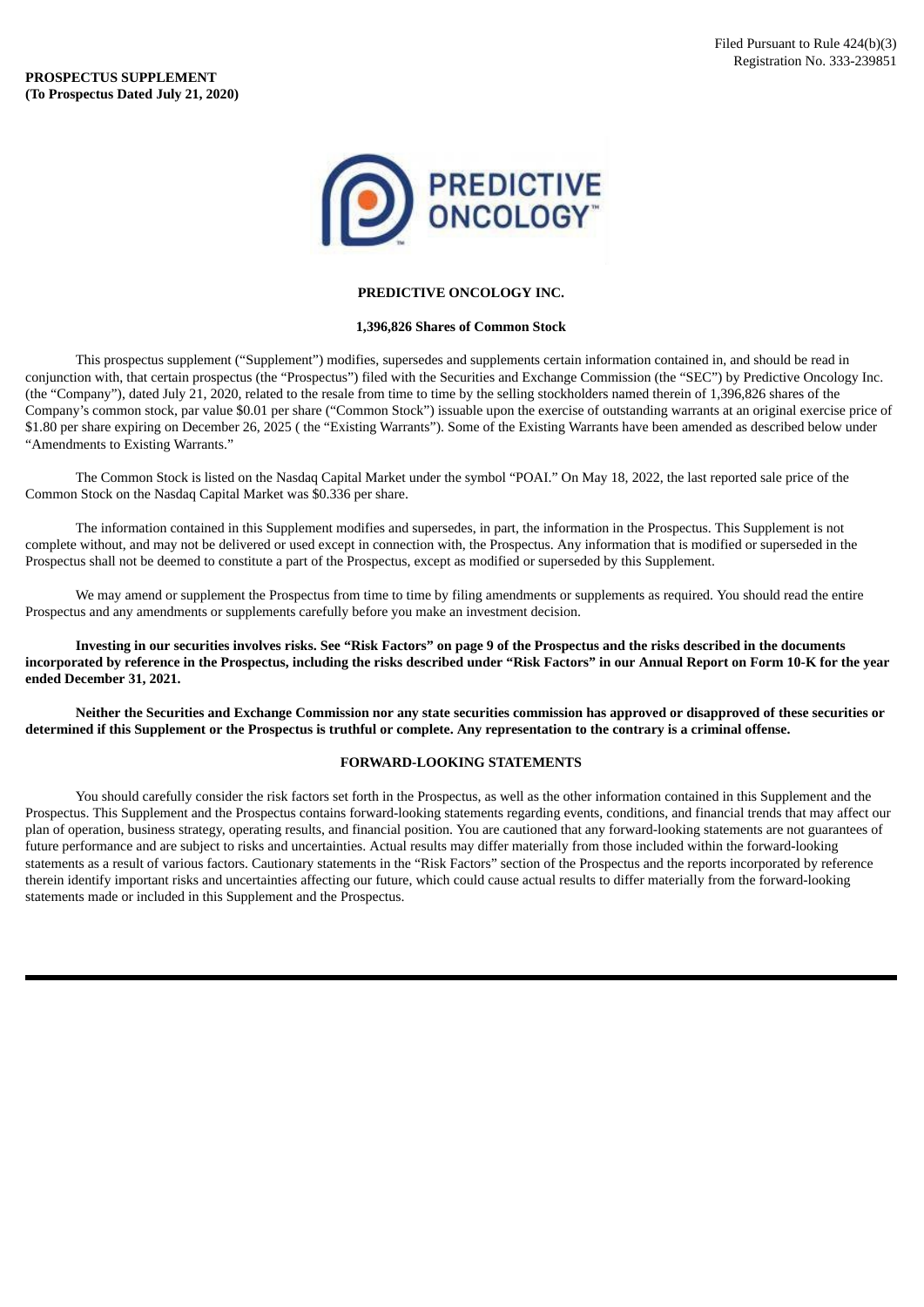Filed Pursuant to Rule 424(b)(3)
Registration No. 333-239851

**PROSPECTUS SUPPLEMENT**
**(To Prospectus Dated July 21, 2020)**

PREDICTIVE ONCOLOGY™

**PREDICTIVE ONCOLOGY INC.**

**1,396,826 Shares of Common Stock**

This prospectus supplement ("Supplement") modifies, supersedes and supplements certain information contained in, and should be read in conjunction with, that certain prospectus (the "Prospectus") filed with the Securities and Exchange Commission (the "SEC") by Predictive Oncology Inc. (the "Company"), dated July 21, 2020, related to the resale from time to time by the selling stockholders named therein of 1,396,826 shares of the Company's common stock, par value $0.01 per share ("Common Stock") issuable upon the exercise of outstanding warrants at an original exercise price of $1.80 per share expiring on December 26, 2025 ( the "Existing Warrants"). Some of the Existing Warrants have been amended as described below under "Amendments to Existing Warrants."

The Common Stock is listed on the Nasdaq Capital Market under the symbol "POAI." On May 18, 2022, the last reported sale price of the Common Stock on the Nasdaq Capital Market was $0.336 per share.

The information contained in this Supplement modifies and supersedes, in part, the information in the Prospectus. This Supplement is not complete without, and may not be delivered or used except in connection with, the Prospectus. Any information that is modified or superseded in the Prospectus shall not be deemed to constitute a part of the Prospectus, except as modified or superseded by this Supplement.

We may amend or supplement the Prospectus from time to time by filing amendments or supplements as required. You should read the entire Prospectus and any amendments or supplements carefully before you make an investment decision.

**Investing in our securities involves risks. See "Risk Factors" on page 9 of the Prospectus and the risks described in the documents incorporated by reference in the Prospectus, including the risks described under "Risk Factors" in our Annual Report on Form 10-K for the year ended December 31, 2021.**

**Neither the Securities and Exchange Commission nor any state securities commission has approved or disapproved of these securities or determined if this Supplement or the Prospectus is truthful or complete. Any representation to the contrary is a criminal offense.**

**FORWARD-LOOKING STATEMENTS**

You should carefully consider the risk factors set forth in the Prospectus, as well as the other information contained in this Supplement and the Prospectus. This Supplement and the Prospectus contains forward-looking statements regarding events, conditions, and financial trends that may affect our plan of operation, business strategy, operating results, and financial position. You are cautioned that any forward-looking statements are not guarantees of future performance and are subject to risks and uncertainties. Actual results may differ materially from those included within the forward-looking statements as a result of various factors. Cautionary statements in the "Risk Factors" section of the Prospectus and the reports incorporated by reference therein identify important risks and uncertainties affecting our future, which could cause actual results to differ materially from the forward-looking statements made or included in this Supplement and the Prospectus.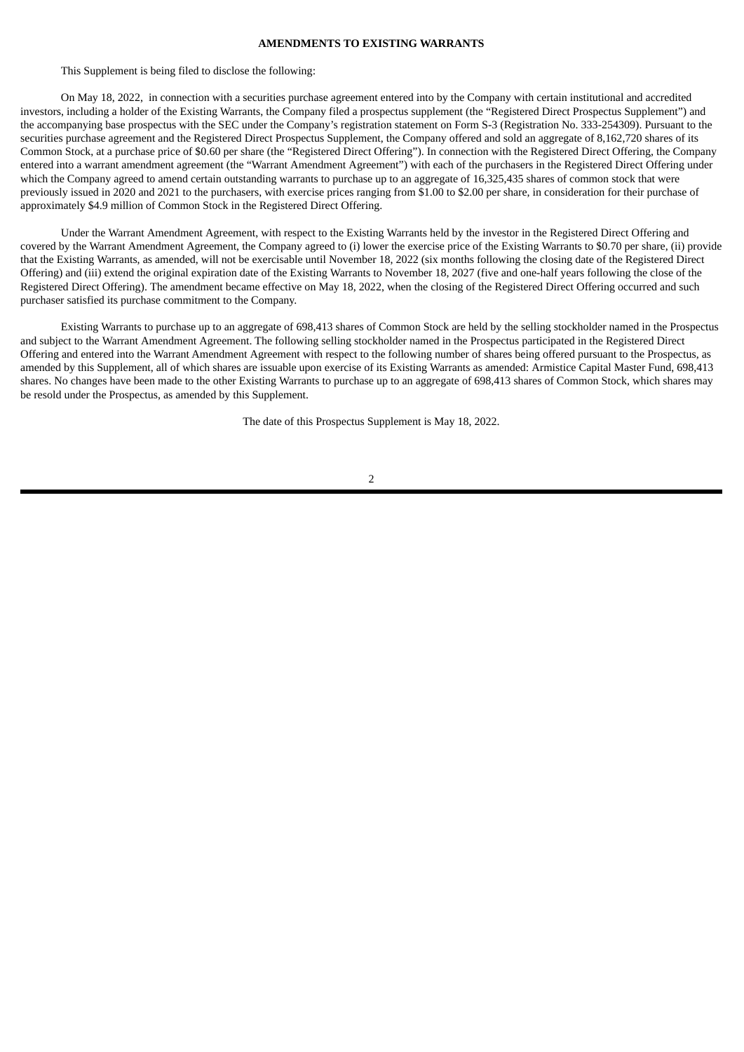**AMENDMENTS TO EXISTING WARRANTS**

This Supplement is being filed to disclose the following:

On May 18, 2022, in connection with a securities purchase agreement entered into by the Company with certain institutional and accredited investors, including a holder of the Existing Warrants, the Company filed a prospectus supplement (the "Registered Direct Prospectus Supplement") and the accompanying base prospectus with the SEC under the Company's registration statement on Form S-3 (Registration No. 333-254309). Pursuant to the securities purchase agreement and the Registered Direct Prospectus Supplement, the Company offered and sold an aggregate of 8,162,720 shares of its Common Stock, at a purchase price of $0.60 per share (the "Registered Direct Offering"). In connection with the Registered Direct Offering, the Company entered into a warrant amendment agreement (the "Warrant Amendment Agreement") with each of the purchasers in the Registered Direct Offering under which the Company agreed to amend certain outstanding warrants to purchase up to an aggregate of 16,325,435 shares of common stock that were previously issued in 2020 and 2021 to the purchasers, with exercise prices ranging from $1.00 to $2.00 per share, in consideration for their purchase of approximately $4.9 million of Common Stock in the Registered Direct Offering.

Under the Warrant Amendment Agreement, with respect to the Existing Warrants held by the investor in the Registered Direct Offering and covered by the Warrant Amendment Agreement, the Company agreed to (i) lower the exercise price of the Existing Warrants to $0.70 per share, (ii) provide that the Existing Warrants, as amended, will not be exercisable until November 18, 2022 (six months following the closing date of the Registered Direct Offering) and (iii) extend the original expiration date of the Existing Warrants to November 18, 2027 (five and one-half years following the close of the Registered Direct Offering). The amendment became effective on May 18, 2022, when the closing of the Registered Direct Offering occurred and such purchaser satisfied its purchase commitment to the Company.

Existing Warrants to purchase up to an aggregate of 698,413 shares of Common Stock are held by the selling stockholder named in the Prospectus and subject to the Warrant Amendment Agreement. The following selling stockholder named in the Prospectus participated in the Registered Direct Offering and entered into the Warrant Amendment Agreement with respect to the following number of shares being offered pursuant to the Prospectus, as amended by this Supplement, all of which shares are issuable upon exercise of its Existing Warrants as amended: Armistice Capital Master Fund, 698,413 shares. No changes have been made to the other Existing Warrants to purchase up to an aggregate of 698,413 shares of Common Stock, which shares may be resold under the Prospectus, as amended by this Supplement.

The date of this Prospectus Supplement is May 18, 2022.